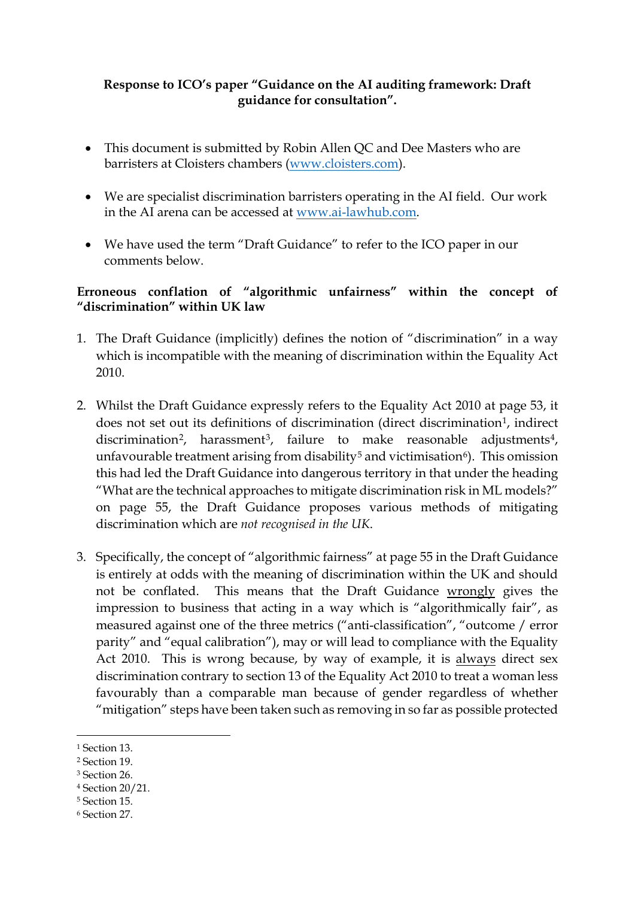**Response to ICO's paper "Guidance on the AI auditing framework: Draft guidance for consultation".**

- This document is submitted by Robin Allen QC and Dee Masters who are barristers at Cloisters chambers (www.cloisters.com).

- We are specialist discrimination barristers operating in the AI field. Our work in the AI arena can be accessed at www.ai-lawhub.com.

- We have used the term "Draft Guidance" to refer to the ICO paper in our comments below.

**Erroneous conflation of "algorithmic unfairness" within the concept of "discrimination" within UK law**

1. The Draft Guidance (implicitly) defines the notion of "discrimination" in a way which is incompatible with the meaning of discrimination within the Equality Act 2010.

2. Whilst the Draft Guidance expressly refers to the Equality Act 2010 at page 53, it does not set out its definitions of discrimination (direct discrimination[1], indirect discrimination[2], harassment[3], failure to make reasonable adjustments[4], unfavourable treatment arising from disability[5] and victimisation[6]). This omission this had led the Draft Guidance into dangerous territory in that under the heading "What are the technical approaches to mitigate discrimination risk in ML models?" on page 55, the Draft Guidance proposes various methods of mitigating discrimination which are *not recognised in the UK*.

3. Specifically, the concept of "algorithmic fairness" at page 55 in the Draft Guidance is entirely at odds with the meaning of discrimination within the UK and should not be conflated. This means that the Draft Guidance wrongly gives the impression to business that acting in a way which is "algorithmically fair", as measured against one of the three metrics ("anti-classification", "outcome / error parity" and "equal calibration"), may or will lead to compliance with the Equality Act 2010. This is wrong because, by way of example, it is always direct sex discrimination contrary to section 13 of the Equality Act 2010 to treat a woman less favourably than a comparable man because of gender regardless of whether "mitigation" steps have been taken such as removing in so far as possible protected

---

[1] Section 13.
[2] Section 19.
[3] Section 26.
[4] Section 20/21.
[5] Section 15.
[6] Section 27.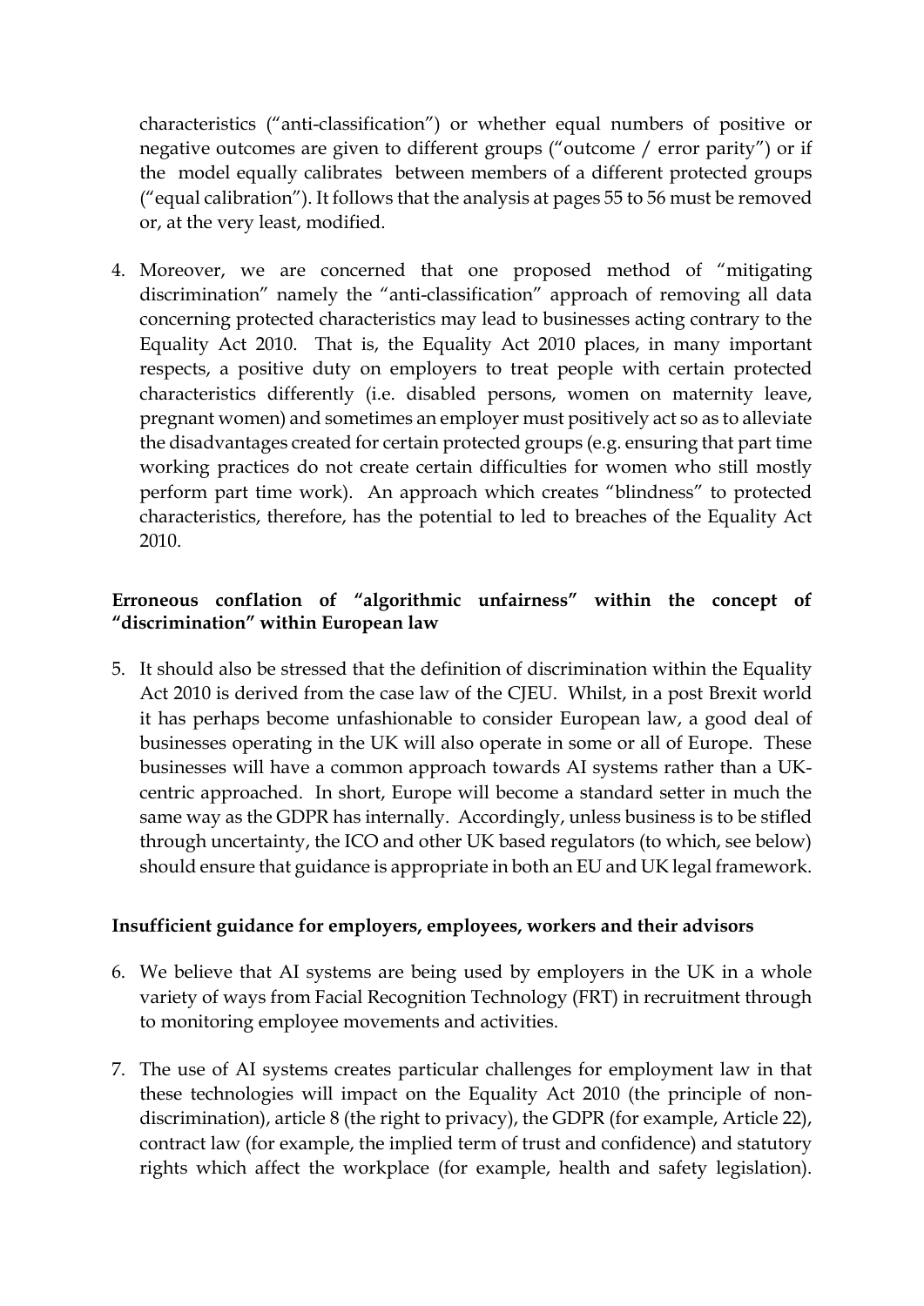characteristics ("anti-classification") or whether equal numbers of positive or negative outcomes are given to different groups ("outcome / error parity") or if the model equally calibrates between members of a different protected groups ("equal calibration"). It follows that the analysis at pages 55 to 56 must be removed or, at the very least, modified.

4. Moreover, we are concerned that one proposed method of "mitigating discrimination" namely the "anti-classification" approach of removing all data concerning protected characteristics may lead to businesses acting contrary to the Equality Act 2010. That is, the Equality Act 2010 places, in many important respects, a positive duty on employers to treat people with certain protected characteristics differently (i.e. disabled persons, women on maternity leave, pregnant women) and sometimes an employer must positively act so as to alleviate the disadvantages created for certain protected groups (e.g. ensuring that part time working practices do not create certain difficulties for women who still mostly perform part time work). An approach which creates "blindness" to protected characteristics, therefore, has the potential to led to breaches of the Equality Act 2010.

**Erroneous conflation of "algorithmic unfairness" within the concept of "discrimination" within European law**

5. It should also be stressed that the definition of discrimination within the Equality Act 2010 is derived from the case law of the CJEU. Whilst, in a post Brexit world it has perhaps become unfashionable to consider European law, a good deal of businesses operating in the UK will also operate in some or all of Europe. These businesses will have a common approach towards AI systems rather than a UK-centric approached. In short, Europe will become a standard setter in much the same way as the GDPR has internally. Accordingly, unless business is to be stifled through uncertainty, the ICO and other UK based regulators (to which, see below) should ensure that guidance is appropriate in both an EU and UK legal framework.

**Insufficient guidance for employers, employees, workers and their advisors**

6. We believe that AI systems are being used by employers in the UK in a whole variety of ways from Facial Recognition Technology (FRT) in recruitment through to monitoring employee movements and activities.

7. The use of AI systems creates particular challenges for employment law in that these technologies will impact on the Equality Act 2010 (the principle of non-discrimination), article 8 (the right to privacy), the GDPR (for example, Article 22), contract law (for example, the implied term of trust and confidence) and statutory rights which affect the workplace (for example, health and safety legislation).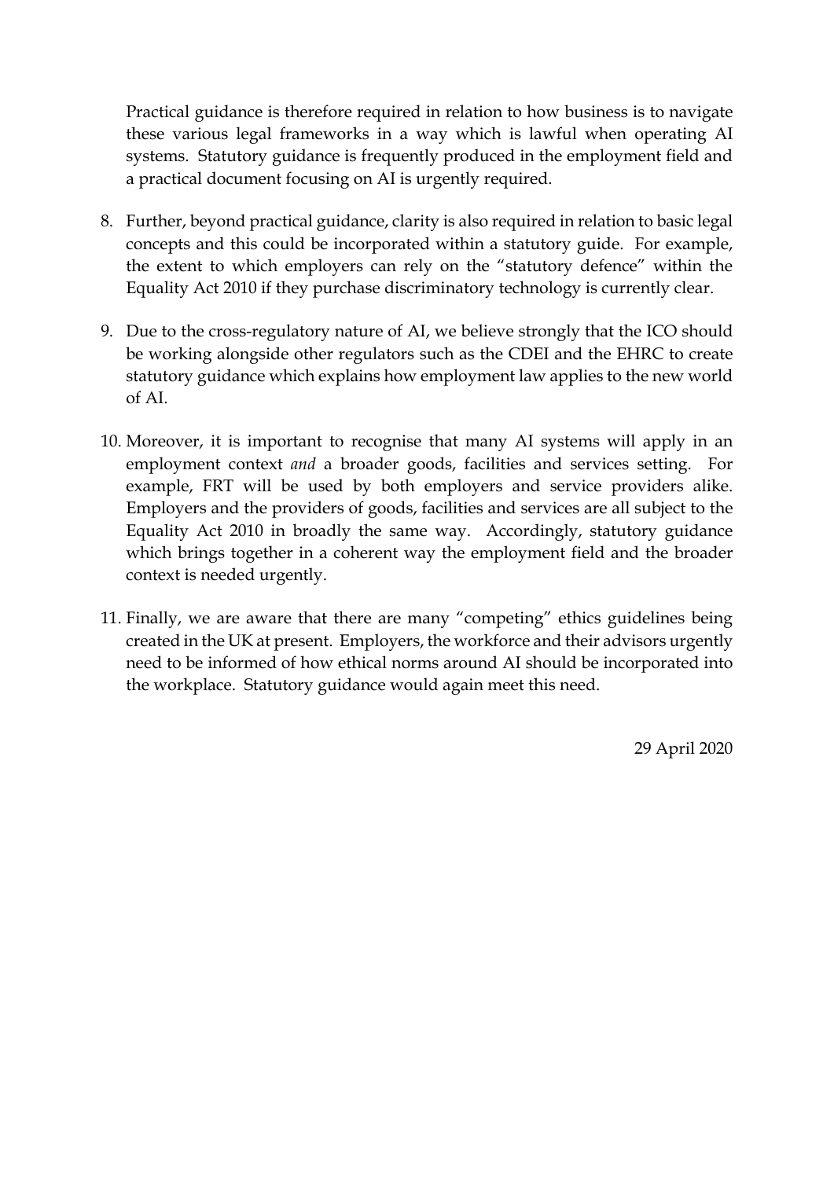Practical guidance is therefore required in relation to how business is to navigate these various legal frameworks in a way which is lawful when operating AI systems. Statutory guidance is frequently produced in the employment field and a practical document focusing on AI is urgently required.

8. Further, beyond practical guidance, clarity is also required in relation to basic legal concepts and this could be incorporated within a statutory guide. For example, the extent to which employers can rely on the "statutory defence" within the Equality Act 2010 if they purchase discriminatory technology is currently clear.

9. Due to the cross-regulatory nature of AI, we believe strongly that the ICO should be working alongside other regulators such as the CDEI and the EHRC to create statutory guidance which explains how employment law applies to the new world of AI.

10. Moreover, it is important to recognise that many AI systems will apply in an employment context *and* a broader goods, facilities and services setting. For example, FRT will be used by both employers and service providers alike. Employers and the providers of goods, facilities and services are all subject to the Equality Act 2010 in broadly the same way. Accordingly, statutory guidance which brings together in a coherent way the employment field and the broader context is needed urgently.

11. Finally, we are aware that there are many "competing" ethics guidelines being created in the UK at present. Employers, the workforce and their advisors urgently need to be informed of how ethical norms around AI should be incorporated into the workplace. Statutory guidance would again meet this need.

29 April 2020